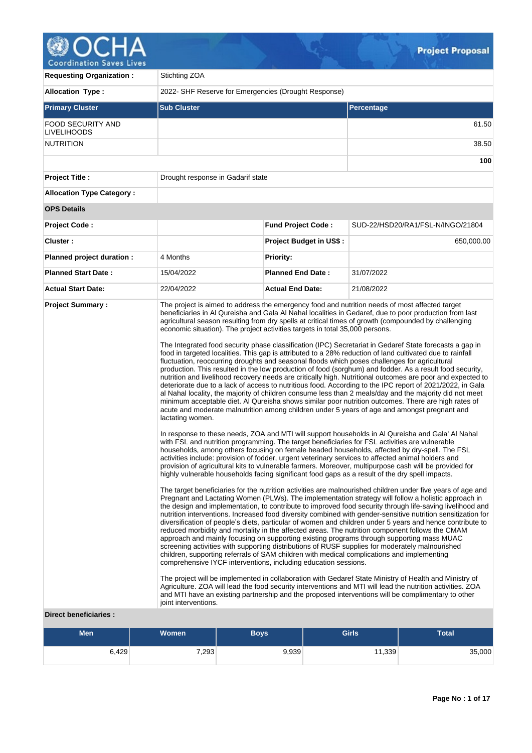# Project Proposal

| | | | |
|---|---|---|---|
| **Requesting Organization :** | Stichting ZOA | | |
| **Allocation Type :** | 2022- SHF Reserve for Emergencies (Drought Response) | | |

| Primary Cluster | Sub Cluster | Percentage |
|---|---|---|
| FOOD SECURITY AND LIVELIHOODS | | 61.50 |
| NUTRITION | | 38.50 |
| | | **100** |

| | | | |
|---|---|---|---|
| **Project Title :** | Drought response in Gadarif state | | |
| **Allocation Type Category :** | | | |
| **OPS Details** | | | |
| **Project Code :** | | **Fund Project Code :** | SUD-22/HSD20/RA1/FSL-N/INGO/21804 |
| **Cluster :** | | **Project Budget in US$ :** | 650,000.00 |
| **Planned project duration :** | 4 Months | **Priority:** | |
| **Planned Start Date :** | 15/04/2022 | **Planned End Date :** | 31/07/2022 |
| **Actual Start Date:** | 22/04/2022 | **Actual End Date:** | 21/08/2022 |

**Project Summary :**

The project is aimed to address the emergency food and nutrition needs of most affected target beneficiaries in Al Qureisha and Gala Al Nahal localities in Gedaref, due to poor production from last agricultural season resulting from dry spells at critical times of growth (compounded by challenging economic situation). The project activities targets in total 35,000 persons.

The Integrated food security phase classification (IPC) Secretariat in Gedaref State forecasts a gap in food in targeted localities. This gap is attributed to a 28% reduction of land cultivated due to rainfall fluctuation, reoccurring droughts and seasonal floods which poses challenges for agricultural production. This resulted in the low production of food (sorghum) and fodder. As a result food security, nutrition and livelihood recovery needs are critically high. Nutritional outcomes are poor and expected to deteriorate due to a lack of access to nutritious food. According to the IPC report of 2021/2022, in Gala al Nahal locality, the majority of children consume less than 2 meals/day and the majority did not meet minimum acceptable diet. Al Qureisha shows similar poor nutrition outcomes. There are high rates of acute and moderate malnutrition among children under 5 years of age and amongst pregnant and lactating women.

In response to these needs, ZOA and MTI will support households in Al Qureisha and Gala' Al Nahal with FSL and nutrition programming. The target beneficiaries for FSL activities are vulnerable households, among others focusing on female headed households, affected by dry-spell. The FSL activities include: provision of fodder, urgent veterinary services to affected animal holders and provision of agricultural kits to vulnerable farmers. Moreover, multipurpose cash will be provided for highly vulnerable households facing significant food gaps as a result of the dry spell impacts.

The target beneficiaries for the nutrition activities are malnourished children under five years of age and Pregnant and Lactating Women (PLWs). The implementation strategy will follow a holistic approach in the design and implementation, to contribute to improved food security through life-saving livelihood and nutrition interventions. Increased food diversity combined with gender-sensitive nutrition sensitization for diversification of people's diets, particular of women and children under 5 years and hence contribute to reduced morbidity and mortality in the affected areas. The nutrition component follows the CMAM approach and mainly focusing on supporting existing programs through supporting mass MUAC screening activities with supporting distributions of RUSF supplies for moderately malnourished children, supporting referrals of SAM children with medical complications and implementing comprehensive IYCF interventions, including education sessions.

The project will be implemented in collaboration with Gedaref State Ministry of Health and Ministry of Agriculture. ZOA will lead the food security interventions and MTI will lead the nutrition activities. ZOA and MTI have an existing partnership and the proposed interventions will be complimentary to other joint interventions.

**Direct beneficiaries :**

| Men | Women | Boys | Girls | Total |
|---|---|---|---|---|
| 6,429 | 7,293 | 9,939 | 11,339 | 35,000 |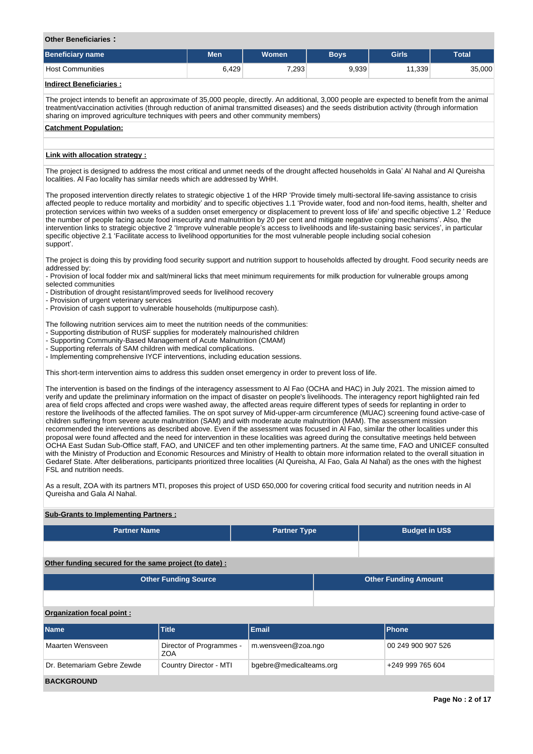**Other Beneficiaries :**

| Beneficiary name | Men | Women | Boys | Girls | Total |
|---|---|---|---|---|---|
| Host Communities | 6,429 | 7,293 | 9,939 | 11,339 | 35,000 |

**Indirect Beneficiaries :**

The project intends to benefit an approximate of 35,000 people, directly. An additional, 3,000 people are expected to benefit from the animal treatment/vaccination activities (through reduction of animal transmitted diseases) and the seeds distribution activity (through information sharing on improved agriculture techniques with peers and other community members)

**Catchment Population:**

**Link with allocation strategy :**

The project is designed to address the most critical and unmet needs of the drought affected households in Gala' Al Nahal and Al Qureisha localities. Al Fao locality has similar needs which are addressed by WHH.

The proposed intervention directly relates to strategic objective 1 of the HRP 'Provide timely multi-sectoral life-saving assistance to crisis affected people to reduce mortality and morbidity' and to specific objectives 1.1 'Provide water, food and non-food items, health, shelter and protection services within two weeks of a sudden onset emergency or displacement to prevent loss of life' and specific objective 1.2 ' Reduce the number of people facing acute food insecurity and malnutrition by 20 per cent and mitigate negative coping mechanisms'. Also, the intervention links to strategic objective 2 'Improve vulnerable people's access to livelihoods and life-sustaining basic services', in particular specific objective 2.1 'Facilitate access to livelihood opportunities for the most vulnerable people including social cohesion support'.

The project is doing this by providing food security support and nutrition support to households affected by drought. Food security needs are addressed by:
- Provision of local fodder mix and salt/mineral licks that meet minimum requirements for milk production for vulnerable groups among selected communities
- Distribution of drought resistant/improved seeds for livelihood recovery
- Provision of urgent veterinary services
- Provision of cash support to vulnerable households (multipurpose cash).

The following nutrition services aim to meet the nutrition needs of the communities:
- Supporting distribution of RUSF supplies for moderately malnourished children
- Supporting Community-Based Management of Acute Malnutrition (CMAM)
- Supporting referrals of SAM children with medical complications.
- Implementing comprehensive IYCF interventions, including education sessions.

This short-term intervention aims to address this sudden onset emergency in order to prevent loss of life.

The intervention is based on the findings of the interagency assessment to Al Fao (OCHA and HAC) in July 2021. The mission aimed to verify and update the preliminary information on the impact of disaster on people's livelihoods. The interagency report highlighted rain fed area of field crops affected and crops were washed away, the affected areas require different types of seeds for replanting in order to restore the livelihoods of the affected families. The on spot survey of Mid-upper-arm circumference (MUAC) screening found active-case of children suffering from severe acute malnutrition (SAM) and with moderate acute malnutrition (MAM). The assessment mission recommended the interventions as described above. Even if the assessment was focused in Al Fao, similar the other localities under this proposal were found affected and the need for intervention in these localities was agreed during the consultative meetings held between OCHA East Sudan Sub-Office staff, FAO, and UNICEF and ten other implementing partners. At the same time, FAO and UNICEF consulted with the Ministry of Production and Economic Resources and Ministry of Health to obtain more information related to the overall situation in Gedaref State. After deliberations, participants prioritized three localities (Al Qureisha, Al Fao, Gala Al Nahal) as the ones with the highest FSL and nutrition needs.

As a result, ZOA with its partners MTI, proposes this project of USD 650,000 for covering critical food security and nutrition needs in Al Qureisha and Gala Al Nahal.

**Sub-Grants to Implementing Partners :**

| Partner Name | Partner Type | Budget in US$ |
|---|---|---|
| | | |

**Other funding secured for the same project (to date) :**

| Other Funding Source | Other Funding Amount |
|---|---|
| | |

**Organization focal point :**

| Name | Title | Email | Phone |
|---|---|---|---|
| Maarten Wensveen | Director of Programmes - ZOA | m.wensveen@zoa.ngo | 00 249 900 907 526 |
| Dr. Betemariam Gebre Zewde | Country Director - MTI | bgebre@medicalteams.org | +249 999 765 604 |

**BACKGROUND**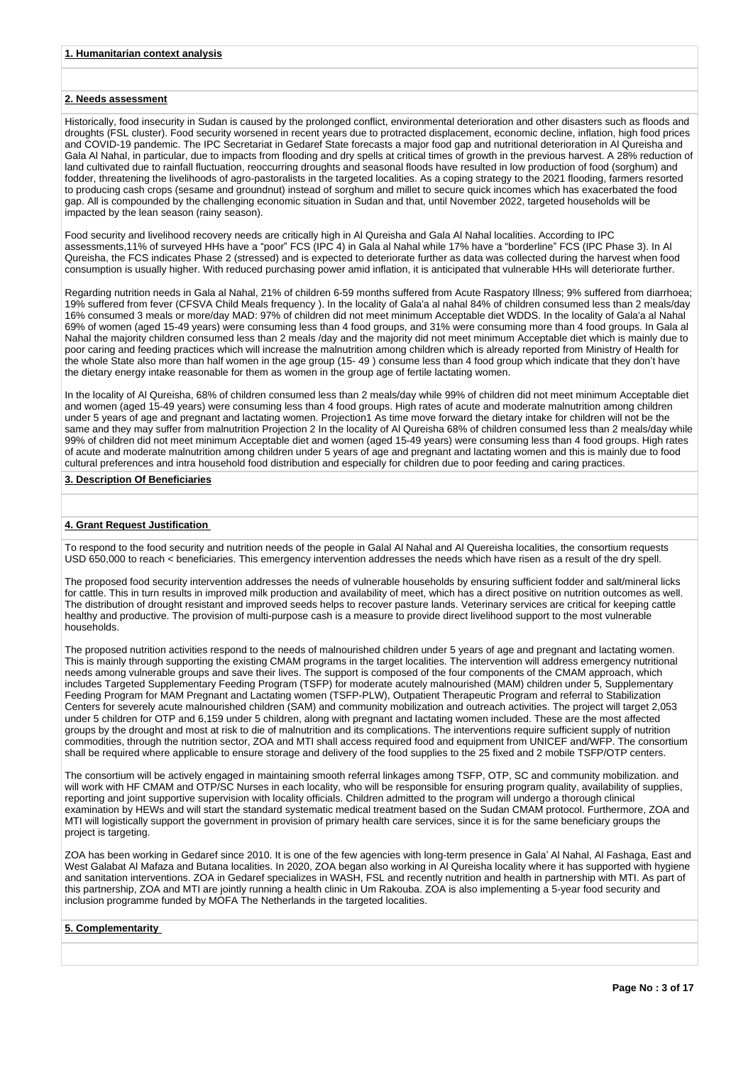**1. Humanitarian context analysis**

**2. Needs assessment**

Historically, food insecurity in Sudan is caused by the prolonged conflict, environmental deterioration and other disasters such as floods and droughts (FSL cluster). Food security worsened in recent years due to protracted displacement, economic decline, inflation, high food prices and COVID-19 pandemic. The IPC Secretariat in Gedaref State forecasts a major food gap and nutritional deterioration in Al Qureisha and Gala Al Nahal, in particular, due to impacts from flooding and dry spells at critical times of growth in the previous harvest. A 28% reduction of land cultivated due to rainfall fluctuation, reoccurring droughts and seasonal floods have resulted in low production of food (sorghum) and fodder, threatening the livelihoods of agro-pastoralists in the targeted localities. As a coping strategy to the 2021 flooding, farmers resorted to producing cash crops (sesame and groundnut) instead of sorghum and millet to secure quick incomes which has exacerbated the food gap. All is compounded by the challenging economic situation in Sudan and that, until November 2022, targeted households will be impacted by the lean season (rainy season).

Food security and livelihood recovery needs are critically high in Al Qureisha and Gala Al Nahal localities. According to IPC assessments,11% of surveyed HHs have a "poor" FCS (IPC 4) in Gala al Nahal while 17% have a "borderline" FCS (IPC Phase 3). In Al Qureisha, the FCS indicates Phase 2 (stressed) and is expected to deteriorate further as data was collected during the harvest when food consumption is usually higher. With reduced purchasing power amid inflation, it is anticipated that vulnerable HHs will deteriorate further.

Regarding nutrition needs in Gala al Nahal, 21% of children 6-59 months suffered from Acute Raspatory Illness; 9% suffered from diarrhoea; 19% suffered from fever (CFSVA Child Meals frequency ). In the locality of Gala'a al nahal 84% of children consumed less than 2 meals/day 16% consumed 3 meals or more/day MAD: 97% of children did not meet minimum Acceptable diet WDDS. In the locality of Gala'a al Nahal 69% of women (aged 15-49 years) were consuming less than 4 food groups, and 31% were consuming more than 4 food groups. In Gala al Nahal the majority children consumed less than 2 meals /day and the majority did not meet minimum Acceptable diet which is mainly due to poor caring and feeding practices which will increase the malnutrition among children which is already reported from Ministry of Health for the whole State also more than half women in the age group (15- 49 ) consume less than 4 food group which indicate that they don't have the dietary energy intake reasonable for them as women in the group age of fertile lactating women.

In the locality of Al Qureisha, 68% of children consumed less than 2 meals/day while 99% of children did not meet minimum Acceptable diet and women (aged 15-49 years) were consuming less than 4 food groups. High rates of acute and moderate malnutrition among children under 5 years of age and pregnant and lactating women. Projection1 As time move forward the dietary intake for children will not be the same and they may suffer from malnutrition Projection 2 In the locality of Al Qureisha 68% of children consumed less than 2 meals/day while 99% of children did not meet minimum Acceptable diet and women (aged 15-49 years) were consuming less than 4 food groups. High rates of acute and moderate malnutrition among children under 5 years of age and pregnant and lactating women and this is mainly due to food cultural preferences and intra household food distribution and especially for children due to poor feeding and caring practices.

**3. Description Of Beneficiaries**

**4. Grant Request Justification**

To respond to the food security and nutrition needs of the people in Galal Al Nahal and Al Quereisha localities, the consortium requests USD 650,000 to reach < beneficiaries. This emergency intervention addresses the needs which have risen as a result of the dry spell.

The proposed food security intervention addresses the needs of vulnerable households by ensuring sufficient fodder and salt/mineral licks for cattle. This in turn results in improved milk production and availability of meet, which has a direct positive on nutrition outcomes as well. The distribution of drought resistant and improved seeds helps to recover pasture lands. Veterinary services are critical for keeping cattle healthy and productive. The provision of multi-purpose cash is a measure to provide direct livelihood support to the most vulnerable households.

The proposed nutrition activities respond to the needs of malnourished children under 5 years of age and pregnant and lactating women. This is mainly through supporting the existing CMAM programs in the target localities. The intervention will address emergency nutritional needs among vulnerable groups and save their lives. The support is composed of the four components of the CMAM approach, which includes Targeted Supplementary Feeding Program (TSFP) for moderate acutely malnourished (MAM) children under 5, Supplementary Feeding Program for MAM Pregnant and Lactating women (TSFP-PLW), Outpatient Therapeutic Program and referral to Stabilization Centers for severely acute malnourished children (SAM) and community mobilization and outreach activities. The project will target 2,053 under 5 children for OTP and 6,159 under 5 children, along with pregnant and lactating women included. These are the most affected groups by the drought and most at risk to die of malnutrition and its complications. The interventions require sufficient supply of nutrition commodities, through the nutrition sector, ZOA and MTI shall access required food and equipment from UNICEF and/WFP. The consortium shall be required where applicable to ensure storage and delivery of the food supplies to the 25 fixed and 2 mobile TSFP/OTP centers.

The consortium will be actively engaged in maintaining smooth referral linkages among TSFP, OTP, SC and community mobilization. and will work with HF CMAM and OTP/SC Nurses in each locality, who will be responsible for ensuring program quality, availability of supplies, reporting and joint supportive supervision with locality officials. Children admitted to the program will undergo a thorough clinical examination by HEWs and will start the standard systematic medical treatment based on the Sudan CMAM protocol. Furthermore, ZOA and MTI will logistically support the government in provision of primary health care services, since it is for the same beneficiary groups the project is targeting.

ZOA has been working in Gedaref since 2010. It is one of the few agencies with long-term presence in Gala' Al Nahal, Al Fashaga, East and West Galabat Al Mafaza and Butana localities. In 2020, ZOA began also working in Al Qureisha locality where it has supported with hygiene and sanitation interventions. ZOA in Gedaref specializes in WASH, FSL and recently nutrition and health in partnership with MTI. As part of this partnership, ZOA and MTI are jointly running a health clinic in Um Rakouba. ZOA is also implementing a 5-year food security and inclusion programme funded by MOFA The Netherlands in the targeted localities.

**5. Complementarity**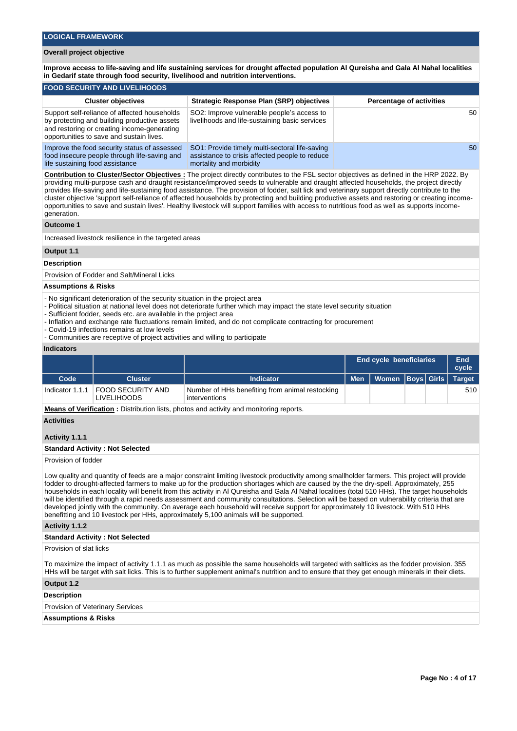## LOGICAL FRAMEWORK

### Overall project objective

**Improve access to life-saving and life sustaining services for drought affected population Al Qureisha and Gala Al Nahal localities in Gedarif state through food security, livelihood and nutrition interventions.**

### FOOD SECURITY AND LIVELIHOODS

| Cluster objectives | Strategic Response Plan (SRP) objectives | Percentage of activities |
|---|---|---|
| Support self-reliance of affected households by protecting and building productive assets and restoring or creating income-generating opportunities to save and sustain lives. | SO2: Improve vulnerable people's access to livelihoods and life-sustaining basic services | 50 |
| Improve the food security status of assessed food insecure people through life-saving and life sustaining food assistance | SO1: Provide timely multi-sectoral life-saving assistance to crisis affected people to reduce mortality and morbidity | 50 |

**Contribution to Cluster/Sector Objectives :** The project directly contributes to the FSL sector objectives as defined in the HRP 2022. By providing multi-purpose cash and drought resistance/improved seeds to vulnerable and draught affected households, the project directly provides life-saving and life-sustaining food assistance. The provision of fodder, salt lick and veterinary support directly contribute to the cluster objective 'support self-reliance of affected households by protecting and building productive assets and restoring or creating income-opportunities to save and sustain lives'. Healthy livestock will support families with access to nutritious food as well as supports income-generation.

**Outcome 1**

Increased livestock resilience in the targeted areas

**Output 1.1**

**Description**

Provision of Fodder and Salt/Mineral Licks

**Assumptions & Risks**

- No significant deterioration of the security situation in the project area
- Political situation at national level does not deteriorate further which may impact the state level security situation
- Sufficient fodder, seeds etc. are available in the project area
- Inflation and exchange rate fluctuations remain limited, and do not complicate contracting for procurement
- Covid-19 infections remains at low levels
- Communities are receptive of project activities and willing to participate

**Indicators**

| | | | End cycle beneficiaries | | | | End cycle |
|---|---|---|---|---|---|---|---|
| Code | Cluster | Indicator | Men | Women | Boys | Girls | Target |
| Indicator 1.1.1 | FOOD SECURITY AND LIVELIHOODS | Number of HHs benefiting from animal restocking interventions | | | | | 510 |

**Means of Verification :** Distribution lists, photos and activity and monitoring reports.

**Activities**

**Activity 1.1.1**

**Standard Activity : Not Selected**

Provision of fodder

Low quality and quantity of feeds are a major constraint limiting livestock productivity among smallholder farmers. This project will provide fodder to drought-affected farmers to make up for the production shortages which are caused by the dry-spell. Approximately, 255 households in each locality will benefit from this activity in Al Qureisha and Gala Al Nahal localities (total 510 HHs). The target households will be identified through a rapid needs assessment and community consultations. Selection will be based on vulnerability criteria that are developed jointly with the community. On average each household will receive support for approximately 10 livestock. With 510 HHs benefitting and 10 livestock per HHs, approximately 5,100 animals will be supported.

**Activity 1.1.2**

**Standard Activity : Not Selected**

Provision of slat licks

To maximize the impact of activity 1.1.1 as much as possible the same households will targeted with saltlicks as the fodder provision. 355 HHs will be target with salt licks. This is to further supplement animal's nutrition and to ensure that they get enough minerals in their diets.

**Output 1.2**

**Description**

Provision of Veterinary Services

**Assumptions & Risks**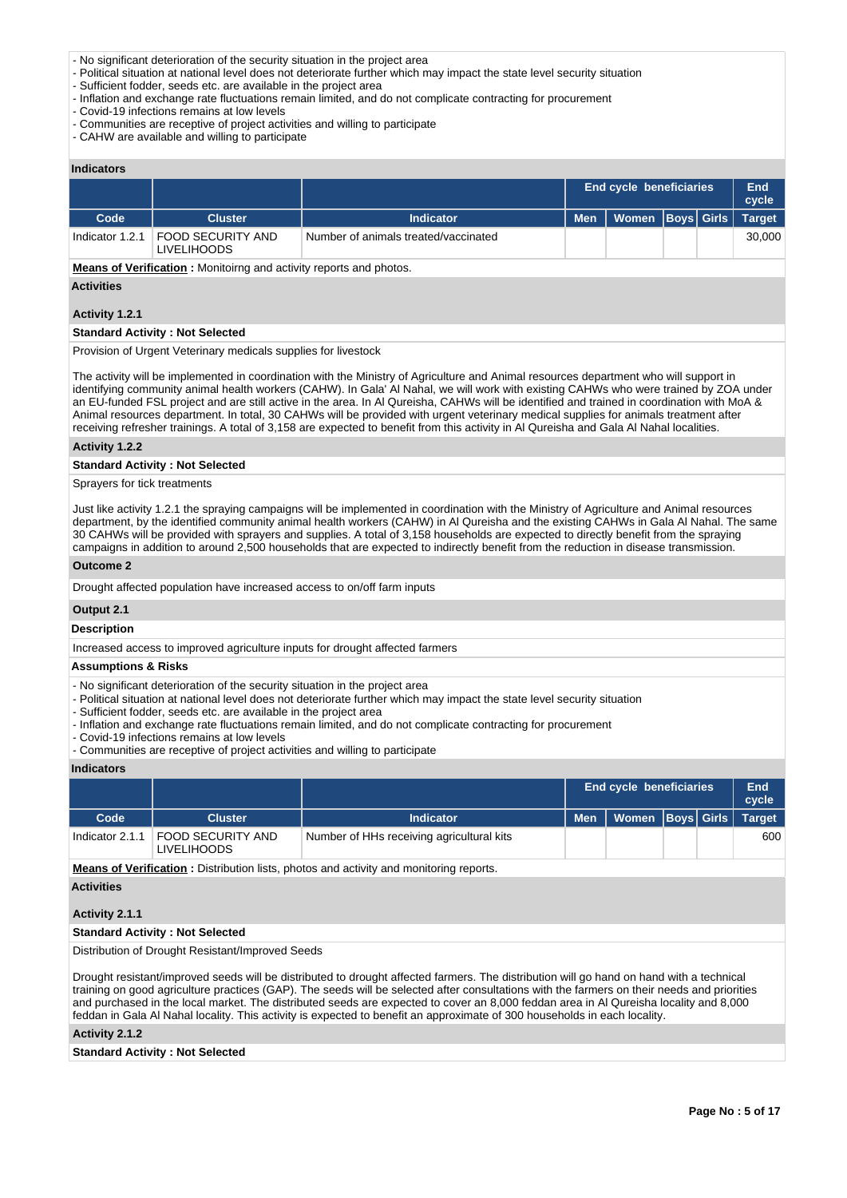- No significant deterioration of the security situation in the project area
- Political situation at national level does not deteriorate further which may impact the state level security situation
- Sufficient fodder, seeds etc. are available in the project area
- Inflation and exchange rate fluctuations remain limited, and do not complicate contracting for procurement
- Covid-19 infections remains at low levels
- Communities are receptive of project activities and willing to participate
- CAHW are available and willing to participate

**Indicators**

| | | | End cycle beneficiaries | | | | End cycle |
|---|---|---|---|---|---|---|---|
| **Code** | **Cluster** | **Indicator** | **Men** | **Women** | **Boys** | **Girls** | **Target** |
| Indicator 1.2.1 | FOOD SECURITY AND LIVELIHOODS | Number of animals treated/vaccinated | | | | | 30,000 |

**Means of Verification :** Monitoirng and activity reports and photos.

**Activities**

**Activity 1.2.1**

**Standard Activity : Not Selected**

Provision of Urgent Veterinary medicals supplies for livestock

The activity will be implemented in coordination with the Ministry of Agriculture and Animal resources department who will support in identifying community animal health workers (CAHW). In Gala' Al Nahal, we will work with existing CAHWs who were trained by ZOA under an EU-funded FSL project and are still active in the area. In Al Qureisha, CAHWs will be identified and trained in coordination with MoA & Animal resources department. In total, 30 CAHWs will be provided with urgent veterinary medical supplies for animals treatment after receiving refresher trainings. A total of 3,158 are expected to benefit from this activity in Al Qureisha and Gala Al Nahal localities.

**Activity 1.2.2**

**Standard Activity : Not Selected**

Sprayers for tick treatments

Just like activity 1.2.1 the spraying campaigns will be implemented in coordination with the Ministry of Agriculture and Animal resources department, by the identified community animal health workers (CAHW) in Al Qureisha and the existing CAHWs in Gala Al Nahal. The same 30 CAHWs will be provided with sprayers and supplies. A total of 3,158 households are expected to directly benefit from the spraying campaigns in addition to around 2,500 households that are expected to indirectly benefit from the reduction in disease transmission.

**Outcome 2**

Drought affected population have increased access to on/off farm inputs

**Output 2.1**

**Description**

Increased access to improved agriculture inputs for drought affected farmers

**Assumptions & Risks**

- No significant deterioration of the security situation in the project area
- Political situation at national level does not deteriorate further which may impact the state level security situation
- Sufficient fodder, seeds etc. are available in the project area
- Inflation and exchange rate fluctuations remain limited, and do not complicate contracting for procurement
- Covid-19 infections remains at low levels
- Communities are receptive of project activities and willing to participate

**Indicators**

| | | | End cycle beneficiaries | | | | End cycle |
|---|---|---|---|---|---|---|---|
| **Code** | **Cluster** | **Indicator** | **Men** | **Women** | **Boys** | **Girls** | **Target** |
| Indicator 2.1.1 | FOOD SECURITY AND LIVELIHOODS | Number of HHs receiving agricultural kits | | | | | 600 |

**Means of Verification :** Distribution lists, photos and activity and monitoring reports.

**Activities**

**Activity 2.1.1**

**Standard Activity : Not Selected**

Distribution of Drought Resistant/Improved Seeds

Drought resistant/improved seeds will be distributed to drought affected farmers. The distribution will go hand on hand with a technical training on good agriculture practices (GAP). The seeds will be selected after consultations with the farmers on their needs and priorities and purchased in the local market. The distributed seeds are expected to cover an 8,000 feddan area in Al Qureisha locality and 8,000 feddan in Gala Al Nahal locality. This activity is expected to benefit an approximate of 300 households in each locality.

**Activity 2.1.2**

**Standard Activity : Not Selected**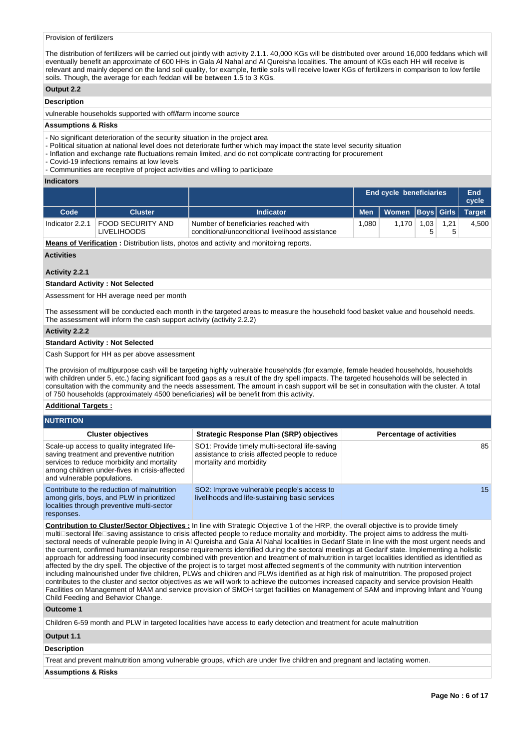Provision of fertilizers

The distribution of fertilizers will be carried out jointly with activity 2.1.1. 40,000 KGs will be distributed over around 16,000 feddans which will eventually benefit an approximate of 600 HHs in Gala Al Nahal and Al Qureisha localities. The amount of KGs each HH will receive is relevant and mainly depend on the land soil quality, for example, fertile soils will receive lower KGs of fertilizers in comparison to low fertile soils. Though, the average for each feddan will be between 1.5 to 3 KGs.

**Output 2.2**

**Description**

vulnerable households supported with off/farm income source

**Assumptions & Risks**

- No significant deterioration of the security situation in the project area
- Political situation at national level does not deteriorate further which may impact the state level security situation
- Inflation and exchange rate fluctuations remain limited, and do not complicate contracting for procurement
- Covid-19 infections remains at low levels
- Communities are receptive of project activities and willing to participate

**Indicators**

| | | | End cycle beneficiaries | | | | End cycle |
|---|---|---|---|---|---|---|---|
| **Code** | **Cluster** | **Indicator** | **Men** | **Women** | **Boys** | **Girls** | **Target** |
| Indicator 2.2.1 | FOOD SECURITY AND LIVELIHOODS | Number of beneficiaries reached with conditional/unconditional livelihood assistance | 1,080 | 1,170 | 1,035 | 1,215 | 4,500 |

**Means of Verification :** Distribution lists, photos and activity and monitoirng reports.

**Activities**

**Activity 2.2.1**

**Standard Activity : Not Selected**

Assessment for HH average need per month

The assessment will be conducted each month in the targeted areas to measure the household food basket value and household needs. The assessment will inform the cash support activity (activity 2.2.2)

**Activity 2.2.2**

**Standard Activity : Not Selected**

Cash Support for HH as per above assessment

The provision of multipurpose cash will be targeting highly vulnerable households (for example, female headed households, households with children under 5, etc.) facing significant food gaps as a result of the dry spell impacts. The targeted households will be selected in consultation with the community and the needs assessment. The amount in cash support will be set in consultation with the cluster. A total of 750 households (approximately 4500 beneficiaries) will be benefit from this activity.

**Additional Targets :**

## NUTRITION

| Cluster objectives | Strategic Response Plan (SRP) objectives | Percentage of activities |
|---|---|---|
| Scale-up access to quality integrated life-saving treatment and preventive nutrition services to reduce morbidity and mortality among children under-fives in crisis-affected and vulnerable populations. | SO1: Provide timely multi-sectoral life-saving assistance to crisis affected people to reduce mortality and morbidity | 85 |
| Contribute to the reduction of malnutrition among girls, boys, and PLW in prioritized localities through preventive multi-sector responses. | SO2: Improve vulnerable people's access to livelihoods and life-sustaining basic services | 15 |

**Contribution to Cluster/Sector Objectives :** In line with Strategic Objective 1 of the HRP, the overall objective is to provide timely multi□sectoral life□saving assistance to crisis affected people to reduce mortality and morbidity. The project aims to address the multi-sectoral needs of vulnerable people living in Al Qureisha and Gala Al Nahal localities in Gedarif State in line with the most urgent needs and the current, confirmed humanitarian response requirements identified during the sectoral meetings at Gedarif state. Implementing a holistic approach for addressing food insecurity combined with prevention and treatment of malnutrition in target localities identified as identified as affected by the dry spell. The objective of the project is to target most affected segment's of the community with nutrition intervention including malnourished under five children, PLWs and children and PLWs identified as at high risk of malnutrition. The proposed project contributes to the cluster and sector objectives as we will work to achieve the outcomes increased capacity and service provision Health Facilities on Management of MAM and service provision of SMOH target facilities on Management of SAM and improving Infant and Young Child Feeding and Behavior Change.

**Outcome 1**

Children 6-59 month and PLW in targeted localities have access to early detection and treatment for acute malnutrition

**Output 1.1**

**Description**

Treat and prevent malnutrition among vulnerable groups, which are under five children and pregnant and lactating women.

**Assumptions & Risks**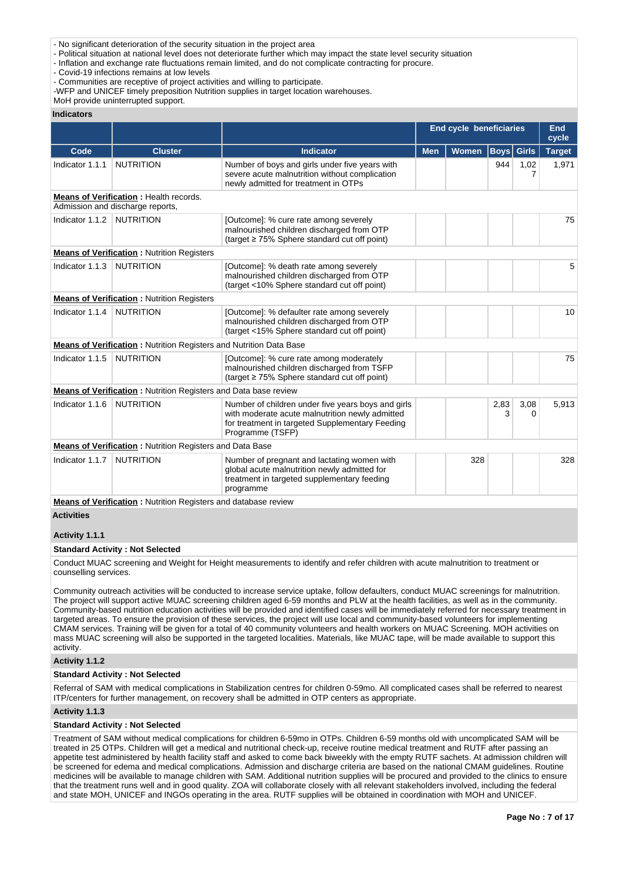- No significant deterioration of the security situation in the project area
- Political situation at national level does not deteriorate further which may impact the state level security situation
- Inflation and exchange rate fluctuations remain limited, and do not complicate contracting for procure.
- Covid-19 infections remains at low levels
- Communities are receptive of project activities and willing to participate.
-WFP and UNICEF timely preposition Nutrition supplies in target location warehouses.
MoH provide uninterrupted support.

**Indicators**

| | | | End cycle beneficiaries | | | | End cycle |
|---|---|---|---|---|---|---|---|
| **Code** | **Cluster** | **Indicator** | **Men** | **Women** | **Boys** | **Girls** | **Target** |
| Indicator 1.1.1 | NUTRITION | Number of boys and girls under five years with severe acute malnutrition without complication newly admitted for treatment in OTPs | | | 944 | 1,027 | 1,971 |
| **Means of Verification :** Health records. Admission and discharge reports, | | | | | | | |
| Indicator 1.1.2 | NUTRITION | [Outcome]: % cure rate among severely malnourished children discharged from OTP (target ≥ 75% Sphere standard cut off point) | | | | | 75 |
| **Means of Verification :** Nutrition Registers | | | | | | | |
| Indicator 1.1.3 | NUTRITION | [Outcome]: % death rate among severely malnourished children discharged from OTP (target <10% Sphere standard cut off point) | | | | | 5 |
| **Means of Verification :** Nutrition Registers | | | | | | | |
| Indicator 1.1.4 | NUTRITION | [Outcome]: % defaulter rate among severely malnourished children discharged from OTP (target <15% Sphere standard cut off point) | | | | | 10 |
| **Means of Verification :** Nutrition Registers and Nutrition Data Base | | | | | | | |
| Indicator 1.1.5 | NUTRITION | [Outcome]: % cure rate among moderately malnourished children discharged from TSFP (target ≥ 75% Sphere standard cut off point) | | | | | 75 |
| **Means of Verification :** Nutrition Registers and Data base review | | | | | | | |
| Indicator 1.1.6 | NUTRITION | Number of children under five years boys and girls with moderate acute malnutrition newly admitted for treatment in targeted Supplementary Feeding Programme (TSFP) | | | 2,833 | 3,080 | 5,913 |
| **Means of Verification :** Nutrition Registers and Data Base | | | | | | | |
| Indicator 1.1.7 | NUTRITION | Number of pregnant and lactating women with global acute malnutrition newly admitted for treatment in targeted supplementary feeding programme | | 328 | | | 328 |
| **Means of Verification :** Nutrition Registers and database review | | | | | | | |

**Activities**

**Activity 1.1.1**

**Standard Activity : Not Selected**

Conduct MUAC screening and Weight for Height measurements to identify and refer children with acute malnutrition to treatment or counselling services.

Community outreach activities will be conducted to increase service uptake, follow defaulters, conduct MUAC screenings for malnutrition. The project will support active MUAC screening children aged 6-59 months and PLW at the health facilities, as well as in the community. Community-based nutrition education activities will be provided and identified cases will be immediately referred for necessary treatment in targeted areas. To ensure the provision of these services, the project will use local and community-based volunteers for implementing CMAM services. Training will be given for a total of 40 community volunteers and health workers on MUAC Screening. MOH activities on mass MUAC screening will also be supported in the targeted localities. Materials, like MUAC tape, will be made available to support this activity.

**Activity 1.1.2**

**Standard Activity : Not Selected**

Referral of SAM with medical complications in Stabilization centres for children 0-59mo. All complicated cases shall be referred to nearest ITP/centers for further management, on recovery shall be admitted in OTP centers as appropriate.

**Activity 1.1.3**

**Standard Activity : Not Selected**

Treatment of SAM without medical complications for children 6-59mo in OTPs. Children 6-59 months old with uncomplicated SAM will be treated in 25 OTPs. Children will get a medical and nutritional check-up, receive routine medical treatment and RUTF after passing an appetite test administered by health facility staff and asked to come back biweekly with the empty RUTF sachets. At admission children will be screened for edema and medical complications. Admission and discharge criteria are based on the national CMAM guidelines. Routine medicines will be available to manage children with SAM. Additional nutrition supplies will be procured and provided to the clinics to ensure that the treatment runs well and in good quality. ZOA will collaborate closely with all relevant stakeholders involved, including the federal and state MOH, UNICEF and INGOs operating in the area. RUTF supplies will be obtained in coordination with MOH and UNICEF.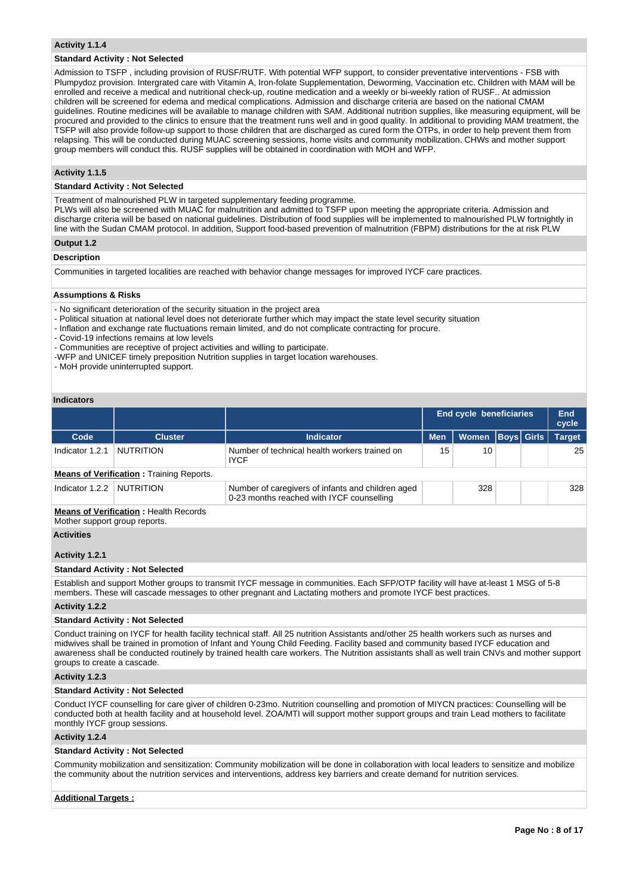### Activity 1.1.4

**Standard Activity : Not Selected**

Admission to TSFP , including provision of RUSF/RUTF. With potential WFP support, to consider preventative interventions - FSB with Plumpydoz provision. Intergrated care with Vitamin A, Iron-folate Supplementation, Deworming, Vaccination etc. Children with MAM will be enrolled and receive a medical and nutritional check-up, routine medication and a weekly or bi-weekly ration of RUSF.. At admission children will be screened for edema and medical complications. Admission and discharge criteria are based on the national CMAM guidelines. Routine medicines will be available to manage children with SAM. Additional nutrition supplies, like measuring equipment, will be procured and provided to the clinics to ensure that the treatment runs well and in good quality. In additional to providing MAM treatment, the TSFP will also provide follow-up support to those children that are discharged as cured form the OTPs, in order to help prevent them from relapsing. This will be conducted during MUAC screening sessions, home visits and community mobilization. CHWs and mother support group members will conduct this. RUSF supplies will be obtained in coordination with MOH and WFP.

### Activity 1.1.5

**Standard Activity : Not Selected**

Treatment of malnourished PLW in targeted supplementary feeding programme.
PLWs will also be screened with MUAC for malnutrition and admitted to TSFP upon meeting the appropriate criteria. Admission and discharge criteria will be based on national guidelines. Distribution of food supplies will be implemented to malnourished PLW fortnightly in line with the Sudan CMAM protocol. In addition, Support food-based prevention of malnutrition (FBPM) distributions for the at risk PLW

### Output 1.2

**Description**

Communities in targeted localities are reached with behavior change messages for improved IYCF care practices.

**Assumptions & Risks**

- No significant deterioration of the security situation in the project area
- Political situation at national level does not deteriorate further which may impact the state level security situation
- Inflation and exchange rate fluctuations remain limited, and do not complicate contracting for procure.
- Covid-19 infections remains at low levels
- Communities are receptive of project activities and willing to participate.
-WFP and UNICEF timely preposition Nutrition supplies in target location warehouses.
- MoH provide uninterrupted support.

**Indicators**

| | | | End cycle beneficiaries | | | | End cycle |
|---|---|---|---|---|---|---|---|
| Code | Cluster | Indicator | Men | Women | Boys | Girls | Target |
| Indicator 1.2.1 | NUTRITION | Number of technical health workers trained on IYCF | 15 | 10 | | | 25 |

**Means of Verification :** Training Reports.

| Code | Cluster | Indicator | Men | Women | Boys | Girls | Target |
|---|---|---|---|---|---|---|---|
| Indicator 1.2.2 | NUTRITION | Number of caregivers of infants and children aged 0-23 months reached with IYCF counselling | | 328 | | | 328 |

**Means of Verification :** Health Records
Mother support group reports.

**Activities**

### Activity 1.2.1

**Standard Activity : Not Selected**

Establish and support Mother groups to transmit IYCF message in communities. Each SFP/OTP facility will have at-least 1 MSG of 5-8 members. These will cascade messages to other pregnant and Lactating mothers and promote IYCF best practices.

### Activity 1.2.2

**Standard Activity : Not Selected**

Conduct training on IYCF for health facility technical staff. All 25 nutrition Assistants and/other 25 health workers such as nurses and midwives shall be trained in promotion of Infant and Young Child Feeding. Facility based and community based IYCF education and awareness shall be conducted routinely by trained health care workers. The Nutrition assistants shall as well train CNVs and mother support groups to create a cascade.

### Activity 1.2.3

**Standard Activity : Not Selected**

Conduct IYCF counselling for care giver of children 0-23mo. Nutrition counselling and promotion of MIYCN practices: Counselling will be conducted both at health facility and at household level. ZOA/MTI will support mother support groups and train Lead mothers to facilitate monthly IYCF group sessions.

### Activity 1.2.4

**Standard Activity : Not Selected**

Community mobilization and sensitization: Community mobilization will be done in collaboration with local leaders to sensitize and mobilize the community about the nutrition services and interventions, address key barriers and create demand for nutrition services.

**Additional Targets :**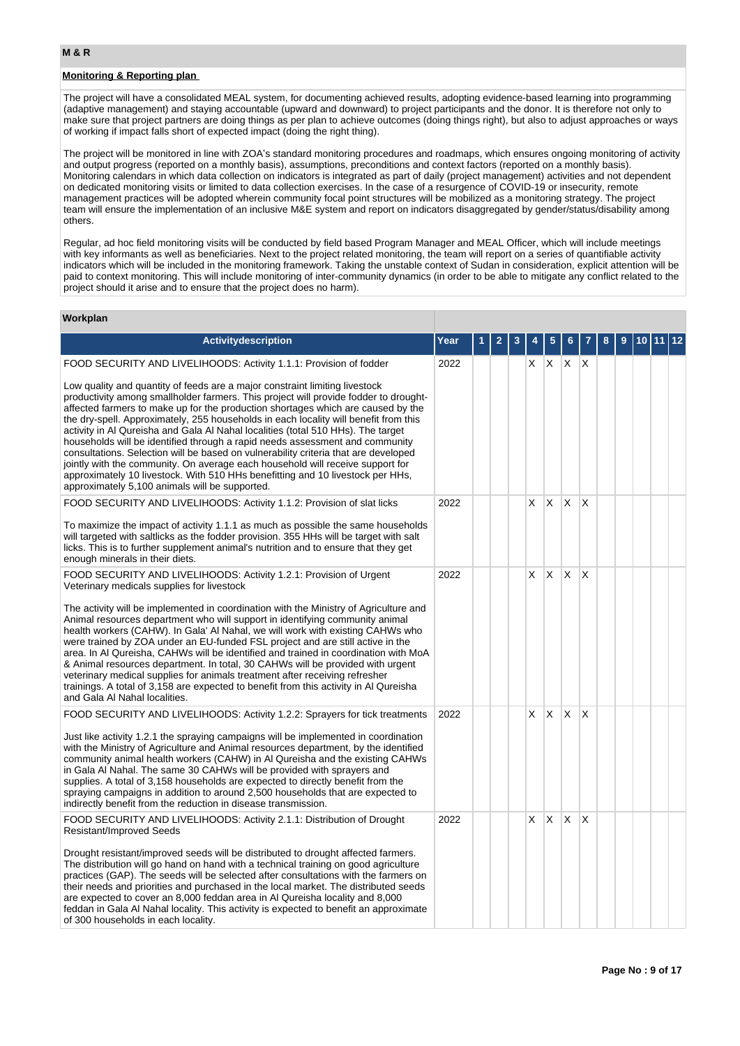## M & R

### Monitoring & Reporting plan

The project will have a consolidated MEAL system, for documenting achieved results, adopting evidence-based learning into programming (adaptive management) and staying accountable (upward and downward) to project participants and the donor. It is therefore not only to make sure that project partners are doing things as per plan to achieve outcomes (doing things right), but also to adjust approaches or ways of working if impact falls short of expected impact (doing the right thing).

The project will be monitored in line with ZOA's standard monitoring procedures and roadmaps, which ensures ongoing monitoring of activity and output progress (reported on a monthly basis), assumptions, preconditions and context factors (reported on a monthly basis). Monitoring calendars in which data collection on indicators is integrated as part of daily (project management) activities and not dependent on dedicated monitoring visits or limited to data collection exercises. In the case of a resurgence of COVID-19 or insecurity, remote management practices will be adopted wherein community focal point structures will be mobilized as a monitoring strategy. The project team will ensure the implementation of an inclusive M&E system and report on indicators disaggregated by gender/status/disability among others.

Regular, ad hoc field monitoring visits will be conducted by field based Program Manager and MEAL Officer, which will include meetings with key informants as well as beneficiaries. Next to the project related monitoring, the team will report on a series of quantifiable activity indicators which will be included in the monitoring framework. Taking the unstable context of Sudan in consideration, explicit attention will be paid to context monitoring. This will include monitoring of inter-community dynamics (in order to be able to mitigate any conflict related to the project should it arise and to ensure that the project does no harm).

### Workplan

| Activitydescription | Year | 1 | 2 | 3 | 4 | 5 | 6 | 7 | 8 | 9 | 10 | 11 | 12 |
|---|---|---|---|---|---|---|---|---|---|---|---|---|---|
| FOOD SECURITY AND LIVELIHOODS: Activity 1.1.1: Provision of fodder<br><br>Low quality and quantity of feeds are a major constraint limiting livestock productivity among smallholder farmers. This project will provide fodder to drought-affected farmers to make up for the production shortages which are caused by the the dry-spell. Approximately, 255 households in each locality will benefit from this activity in Al Qureisha and Gala Al Nahal localities (total 510 HHs). The target households will be identified through a rapid needs assessment and community consultations. Selection will be based on vulnerability criteria that are developed jointly with the community. On average each household will receive support for approximately 10 livestock. With 510 HHs benefitting and 10 livestock per HHs, approximately 5,100 animals will be supported. | 2022 | | | | X | X | X | X | | | | | |
| FOOD SECURITY AND LIVELIHOODS: Activity 1.1.2: Provision of slat licks<br><br>To maximize the impact of activity 1.1.1 as much as possible the same households will targeted with saltlicks as the fodder provision. 355 HHs will be target with salt licks. This is to further supplement animal's nutrition and to ensure that they get enough minerals in their diets. | 2022 | | | | X | X | X | X | | | | | |
| FOOD SECURITY AND LIVELIHOODS: Activity 1.2.1: Provision of Urgent Veterinary medicals supplies for livestock<br><br>The activity will be implemented in coordination with the Ministry of Agriculture and Animal resources department who will support in identifying community animal health workers (CAHW). In Gala' Al Nahal, we will work with existing CAHWs who were trained by ZOA under an EU-funded FSL project and are still active in the area. In Al Qureisha, CAHWs will be identified and trained in coordination with MoA & Animal resources department. In total, 30 CAHWs will be provided with urgent veterinary medical supplies for animals treatment after receiving refresher trainings. A total of 3,158 are expected to benefit from this activity in Al Qureisha and Gala Al Nahal localities. | 2022 | | | | X | X | X | X | | | | | |
| FOOD SECURITY AND LIVELIHOODS: Activity 1.2.2: Sprayers for tick treatments<br><br>Just like activity 1.2.1 the spraying campaigns will be implemented in coordination with the Ministry of Agriculture and Animal resources department, by the identified community animal health workers (CAHW) in Al Qureisha and the existing CAHWs in Gala Al Nahal. The same 30 CAHWs will be provided with sprayers and supplies. A total of 3,158 households are expected to directly benefit from the spraying campaigns in addition to around 2,500 households that are expected to indirectly benefit from the reduction in disease transmission. | 2022 | | | | X | X | X | X | | | | | |
| FOOD SECURITY AND LIVELIHOODS: Activity 2.1.1: Distribution of Drought Resistant/Improved Seeds<br><br>Drought resistant/improved seeds will be distributed to drought affected farmers. The distribution will go hand on hand with a technical training on good agriculture practices (GAP). The seeds will be selected after consultations with the farmers on their needs and priorities and purchased in the local market. The distributed seeds are expected to cover an 8,000 feddan area in Al Qureisha locality and 8,000 feddan in Gala Al Nahal locality. This activity is expected to benefit an approximate of 300 households in each locality. | 2022 | | | | X | X | X | X | | | | | |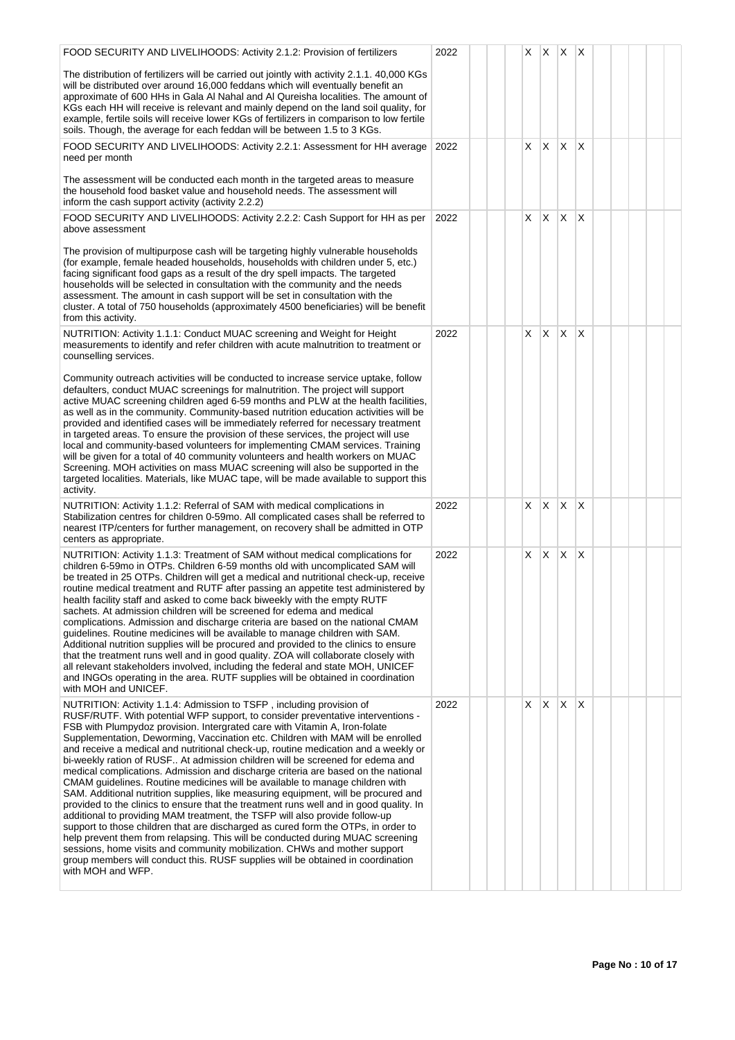| | | | | | | | | | | | | | |
|---|---|---|---|---|---|---|---|---|---|---|---|---|---|
| FOOD SECURITY AND LIVELIHOODS: Activity 2.1.2: Provision of fertilizers<br><br>The distribution of fertilizers will be carried out jointly with activity 2.1.1. 40,000 KGs will be distributed over around 16,000 feddans which will eventually benefit an approximate of 600 HHs in Gala Al Nahal and Al Qureisha localities. The amount of KGs each HH will receive is relevant and mainly depend on the land soil quality, for example, fertile soils will receive lower KGs of fertilizers in comparison to low fertile soils. Though, the average for each feddan will be between 1.5 to 3 KGs. | 2022 | | | | X | X | X | X | | | | | |
| FOOD SECURITY AND LIVELIHOODS: Activity 2.2.1: Assessment for HH average need per month<br><br>The assessment will be conducted each month in the targeted areas to measure the household food basket value and household needs. The assessment will inform the cash support activity (activity 2.2.2) | 2022 | | | | X | X | X | X | | | | | |
| FOOD SECURITY AND LIVELIHOODS: Activity 2.2.2: Cash Support for HH as per above assessment<br><br>The provision of multipurpose cash will be targeting highly vulnerable households (for example, female headed households, households with children under 5, etc.) facing significant food gaps as a result of the dry spell impacts. The targeted households will be selected in consultation with the community and the needs assessment. The amount in cash support will be set in consultation with the cluster. A total of 750 households (approximately 4500 beneficiaries) will be benefit from this activity. | 2022 | | | | X | X | X | X | | | | | |
| NUTRITION: Activity 1.1.1: Conduct MUAC screening and Weight for Height measurements to identify and refer children with acute malnutrition to treatment or counselling services.<br><br>Community outreach activities will be conducted to increase service uptake, follow defaulters, conduct MUAC screenings for malnutrition. The project will support active MUAC screening children aged 6-59 months and PLW at the health facilities, as well as in the community. Community-based nutrition education activities will be provided and identified cases will be immediately referred for necessary treatment in targeted areas. To ensure the provision of these services, the project will use local and community-based volunteers for implementing CMAM services. Training will be given for a total of 40 community volunteers and health workers on MUAC Screening. MOH activities on mass MUAC screening will also be supported in the targeted localities. Materials, like MUAC tape, will be made available to support this activity. | 2022 | | | | X | X | X | X | | | | | |
| NUTRITION: Activity 1.1.2: Referral of SAM with medical complications in Stabilization centres for children 0-59mo. All complicated cases shall be referred to nearest ITP/centers for further management, on recovery shall be admitted in OTP centers as appropriate. | 2022 | | | | X | X | X | X | | | | | |
| NUTRITION: Activity 1.1.3: Treatment of SAM without medical complications for children 6-59mo in OTPs. Children 6-59 months old with uncomplicated SAM will be treated in 25 OTPs. Children will get a medical and nutritional check-up, receive routine medical treatment and RUTF after passing an appetite test administered by health facility staff and asked to come back biweekly with the empty RUTF sachets. At admission children will be screened for edema and medical complications. Admission and discharge criteria are based on the national CMAM guidelines. Routine medicines will be available to manage children with SAM. Additional nutrition supplies will be procured and provided to the clinics to ensure that the treatment runs well and in good quality. ZOA will collaborate closely with all relevant stakeholders involved, including the federal and state MOH, UNICEF and INGOs operating in the area. RUTF supplies will be obtained in coordination with MOH and UNICEF. | 2022 | | | | X | X | X | X | | | | | |
| NUTRITION: Activity 1.1.4: Admission to TSFP , including provision of RUSF/RUTF. With potential WFP support, to consider preventative interventions - FSB with Plumpydoz provision. Intergrated care with Vitamin A, Iron-folate Supplementation, Deworming, Vaccination etc. Children with MAM will be enrolled and receive a medical and nutritional check-up, routine medication and a weekly or bi-weekly ration of RUSF.. At admission children will be screened for edema and medical complications. Admission and discharge criteria are based on the national CMAM guidelines. Routine medicines will be available to manage children with SAM. Additional nutrition supplies, like measuring equipment, will be procured and provided to the clinics to ensure that the treatment runs well and in good quality. In additional to providing MAM treatment, the TSFP will also provide follow-up support to those children that are discharged as cured form the OTPs, in order to help prevent them from relapsing. This will be conducted during MUAC screening sessions, home visits and community mobilization. CHWs and mother support group members will conduct this. RUSF supplies will be obtained in coordination with MOH and WFP. | 2022 | | | | X | X | X | X | | | | | |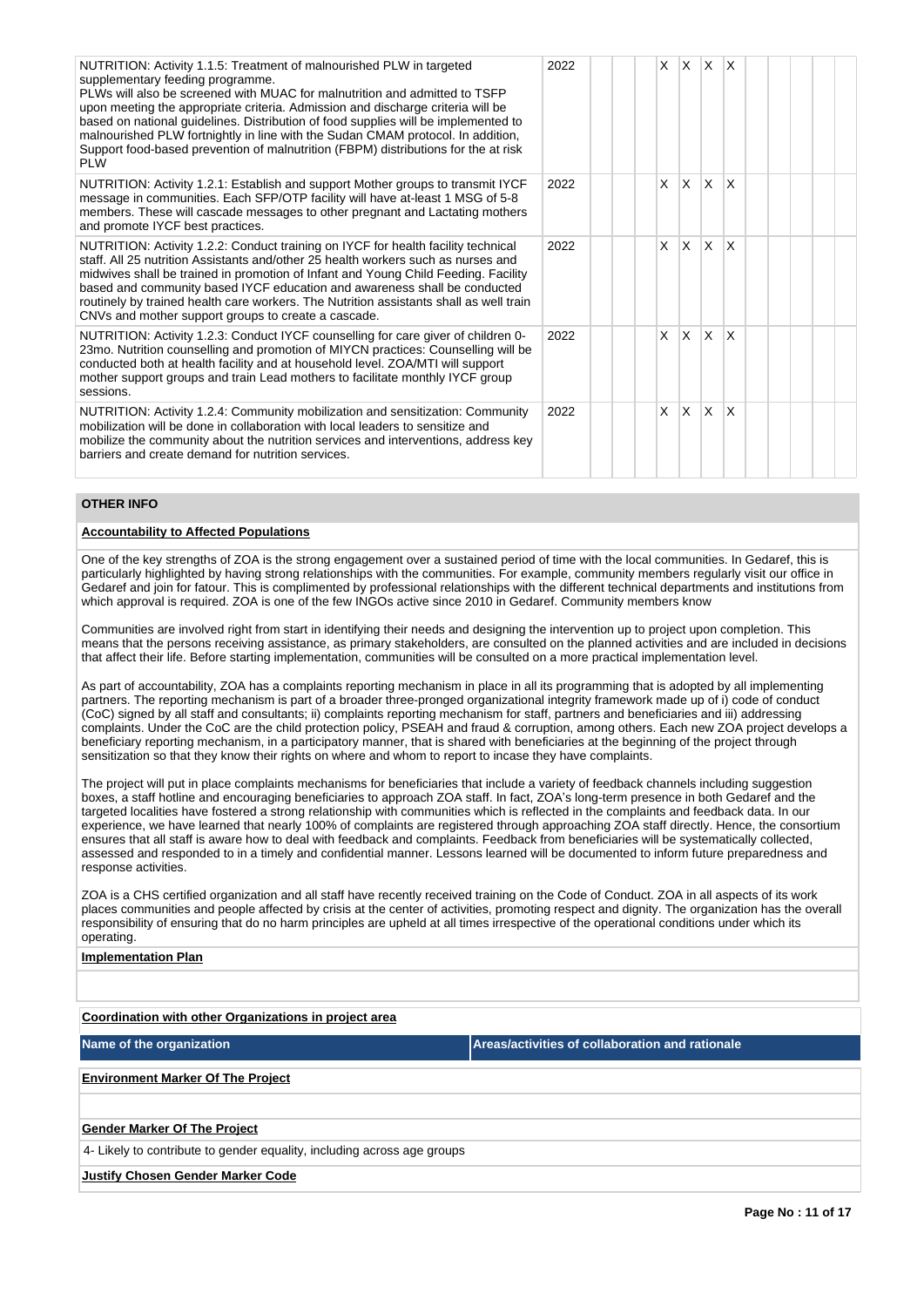| | | | | | | | | | | | | | |
|---|---|---|---|---|---|---|---|---|---|---|---|---|---|
| NUTRITION: Activity 1.1.5: Treatment of malnourished PLW in targeted supplementary feeding programme.<br>PLWs will also be screened with MUAC for malnutrition and admitted to TSFP upon meeting the appropriate criteria. Admission and discharge criteria will be based on national guidelines. Distribution of food supplies will be implemented to malnourished PLW fortnightly in line with the Sudan CMAM protocol. In addition, Support food-based prevention of malnutrition (FBPM) distributions for the at risk PLW | 2022 | | | | X | X | X | X | | | | | |
| NUTRITION: Activity 1.2.1: Establish and support Mother groups to transmit IYCF message in communities. Each SFP/OTP facility will have at-least 1 MSG of 5-8 members. These will cascade messages to other pregnant and Lactating mothers and promote IYCF best practices. | 2022 | | | | X | X | X | X | | | | | |
| NUTRITION: Activity 1.2.2: Conduct training on IYCF for health facility technical staff. All 25 nutrition Assistants and/other 25 health workers such as nurses and midwives shall be trained in promotion of Infant and Young Child Feeding. Facility based and community based IYCF education and awareness shall be conducted routinely by trained health care workers. The Nutrition assistants shall as well train CNVs and mother support groups to create a cascade. | 2022 | | | | X | X | X | X | | | | | |
| NUTRITION: Activity 1.2.3: Conduct IYCF counselling for care giver of children 0-23mo. Nutrition counselling and promotion of MIYCN practices: Counselling will be conducted both at health facility and at household level. ZOA/MTI will support mother support groups and train Lead mothers to facilitate monthly IYCF group sessions. | 2022 | | | | X | X | X | X | | | | | |
| NUTRITION: Activity 1.2.4: Community mobilization and sensitization: Community mobilization will be done in collaboration with local leaders to sensitize and mobilize the community about the nutrition services and interventions, address key barriers and create demand for nutrition services. | 2022 | | | | X | X | X | X | | | | | |

## OTHER INFO

**Accountability to Affected Populations**

One of the key strengths of ZOA is the strong engagement over a sustained period of time with the local communities. In Gedaref, this is particularly highlighted by having strong relationships with the communities. For example, community members regularly visit our office in Gedaref and join for fatour. This is complimented by professional relationships with the different technical departments and institutions from which approval is required. ZOA is one of the few INGOs active since 2010 in Gedaref. Community members know

Communities are involved right from start in identifying their needs and designing the intervention up to project upon completion. This means that the persons receiving assistance, as primary stakeholders, are consulted on the planned activities and are included in decisions that affect their life. Before starting implementation, communities will be consulted on a more practical implementation level.

As part of accountability, ZOA has a complaints reporting mechanism in place in all its programming that is adopted by all implementing partners. The reporting mechanism is part of a broader three-pronged organizational integrity framework made up of i) code of conduct (CoC) signed by all staff and consultants; ii) complaints reporting mechanism for staff, partners and beneficiaries and iii) addressing complaints. Under the CoC are the child protection policy, PSEAH and fraud & corruption, among others. Each new ZOA project develops a beneficiary reporting mechanism, in a participatory manner, that is shared with beneficiaries at the beginning of the project through sensitization so that they know their rights on where and whom to report to incase they have complaints.

The project will put in place complaints mechanisms for beneficiaries that include a variety of feedback channels including suggestion boxes, a staff hotline and encouraging beneficiaries to approach ZOA staff. In fact, ZOA's long-term presence in both Gedaref and the targeted localities have fostered a strong relationship with communities which is reflected in the complaints and feedback data. In our experience, we have learned that nearly 100% of complaints are registered through approaching ZOA staff directly. Hence, the consortium ensures that all staff is aware how to deal with feedback and complaints. Feedback from beneficiaries will be systematically collected, assessed and responded to in a timely and confidential manner. Lessons learned will be documented to inform future preparedness and response activities.

ZOA is a CHS certified organization and all staff have recently received training on the Code of Conduct. ZOA in all aspects of its work places communities and people affected by crisis at the center of activities, promoting respect and dignity. The organization has the overall responsibility of ensuring that do no harm principles are upheld at all times irrespective of the operational conditions under which its operating.

**Implementation Plan**

**Coordination with other Organizations in project area**

| Name of the organization | Areas/activities of collaboration and rationale |
|---|---|

**Environment Marker Of The Project**

**Gender Marker Of The Project**

4- Likely to contribute to gender equality, including across age groups

**Justify Chosen Gender Marker Code**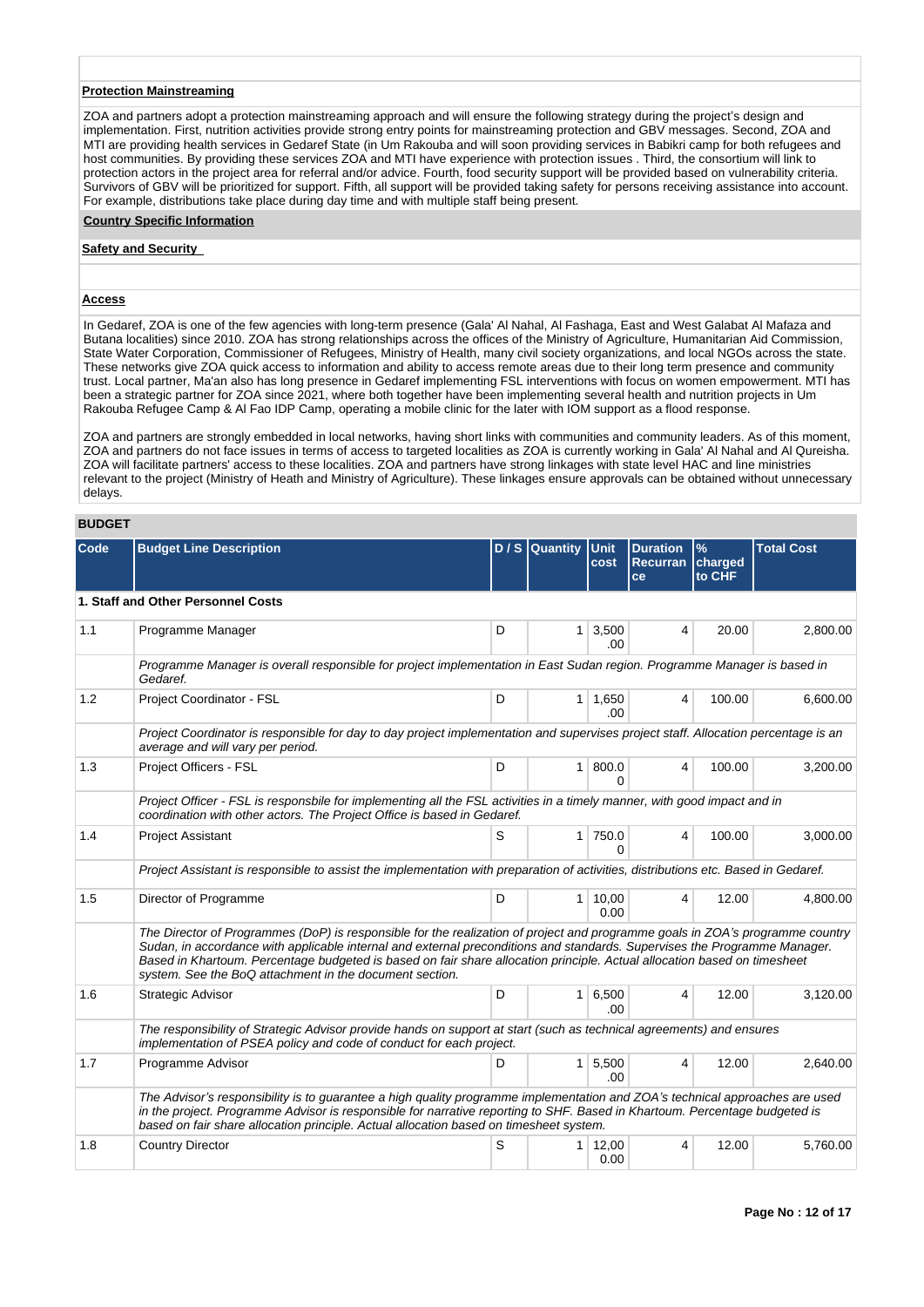**Protection Mainstreaming**

ZOA and partners adopt a protection mainstreaming approach and will ensure the following strategy during the project's design and implementation. First, nutrition activities provide strong entry points for mainstreaming protection and GBV messages. Second, ZOA and MTI are providing health services in Gedaref State (in Um Rakouba and will soon providing services in Babikri camp for both refugees and host communities. By providing these services ZOA and MTI have experience with protection issues . Third, the consortium will link to protection actors in the project area for referral and/or advice. Fourth, food security support will be provided based on vulnerability criteria. Survivors of GBV will be prioritized for support. Fifth, all support will be provided taking safety for persons receiving assistance into account. For example, distributions take place during day time and with multiple staff being present.

**Country Specific Information**

**Safety and Security**

**Access**

In Gedaref, ZOA is one of the few agencies with long-term presence (Gala' Al Nahal, Al Fashaga, East and West Galabat Al Mafaza and Butana localities) since 2010. ZOA has strong relationships across the offices of the Ministry of Agriculture, Humanitarian Aid Commission, State Water Corporation, Commissioner of Refugees, Ministry of Health, many civil society organizations, and local NGOs across the state. These networks give ZOA quick access to information and ability to access remote areas due to their long term presence and community trust. Local partner, Ma'an also has long presence in Gedaref implementing FSL interventions with focus on women empowerment. MTI has been a strategic partner for ZOA since 2021, where both together have been implementing several health and nutrition projects in Um Rakouba Refugee Camp & Al Fao IDP Camp, operating a mobile clinic for the later with IOM support as a flood response.

ZOA and partners are strongly embedded in local networks, having short links with communities and community leaders. As of this moment, ZOA and partners do not face issues in terms of access to targeted localities as ZOA is currently working in Gala' Al Nahal and Al Qureisha. ZOA will facilitate partners' access to these localities. ZOA and partners have strong linkages with state level HAC and line ministries relevant to the project (Ministry of Heath and Ministry of Agriculture). These linkages ensure approvals can be obtained without unnecessary delays.

**BUDGET**

| Code | Budget Line Description | D / S | Quantity | Unit cost | Duration Recurrance | % charged to CHF | Total Cost |
|---|---|---|---|---|---|---|---|
| **1. Staff and Other Personnel Costs** | | | | | | | |
| 1.1 | Programme Manager | D | 1 | 3,500.00 | 4 | 20.00 | 2,800.00 |
| | *Programme Manager is overall responsible for project implementation in East Sudan region. Programme Manager is based in Gedaref.* | | | | | | |
| 1.2 | Project Coordinator - FSL | D | 1 | 1,650.00 | 4 | 100.00 | 6,600.00 |
| | *Project Coordinator is responsible for day to day project implementation and supervises project staff. Allocation percentage is an average and will vary per period.* | | | | | | |
| 1.3 | Project Officers - FSL | D | 1 | 800.00 | 4 | 100.00 | 3,200.00 |
| | *Project Officer - FSL is responsbile for implementing all the FSL activities in a timely manner, with good impact and in coordination with other actors. The Project Office is based in Gedaref.* | | | | | | |
| 1.4 | Project Assistant | S | 1 | 750.00 | 4 | 100.00 | 3,000.00 |
| | *Project Assistant is responsible to assist the implementation with preparation of activities, distributions etc. Based in Gedaref.* | | | | | | |
| 1.5 | Director of Programme | D | 1 | 10,000.00 | 4 | 12.00 | 4,800.00 |
| | *The Director of Programmes (DoP) is responsible for the realization of project and programme goals in ZOA's programme country Sudan, in accordance with applicable internal and external preconditions and standards. Supervises the Programme Manager. Based in Khartoum. Percentage budgeted is based on fair share allocation principle. Actual allocation based on timesheet system. See the BoQ attachment in the document section.* | | | | | | |
| 1.6 | Strategic Advisor | D | 1 | 6,500.00 | 4 | 12.00 | 3,120.00 |
| | *The responsibility of Strategic Advisor provide hands on support at start (such as technical agreements) and ensures implementation of PSEA policy and code of conduct for each project.* | | | | | | |
| 1.7 | Programme Advisor | D | 1 | 5,500.00 | 4 | 12.00 | 2,640.00 |
| | *The Advisor's responsibility is to guarantee a high quality programme implementation and ZOA's technical approaches are used in the project. Programme Advisor is responsible for narrative reporting to SHF. Based in Khartoum. Percentage budgeted is based on fair share allocation principle. Actual allocation based on timesheet system.* | | | | | | |
| 1.8 | Country Director | S | 1 | 12,000.00 | 4 | 12.00 | 5,760.00 |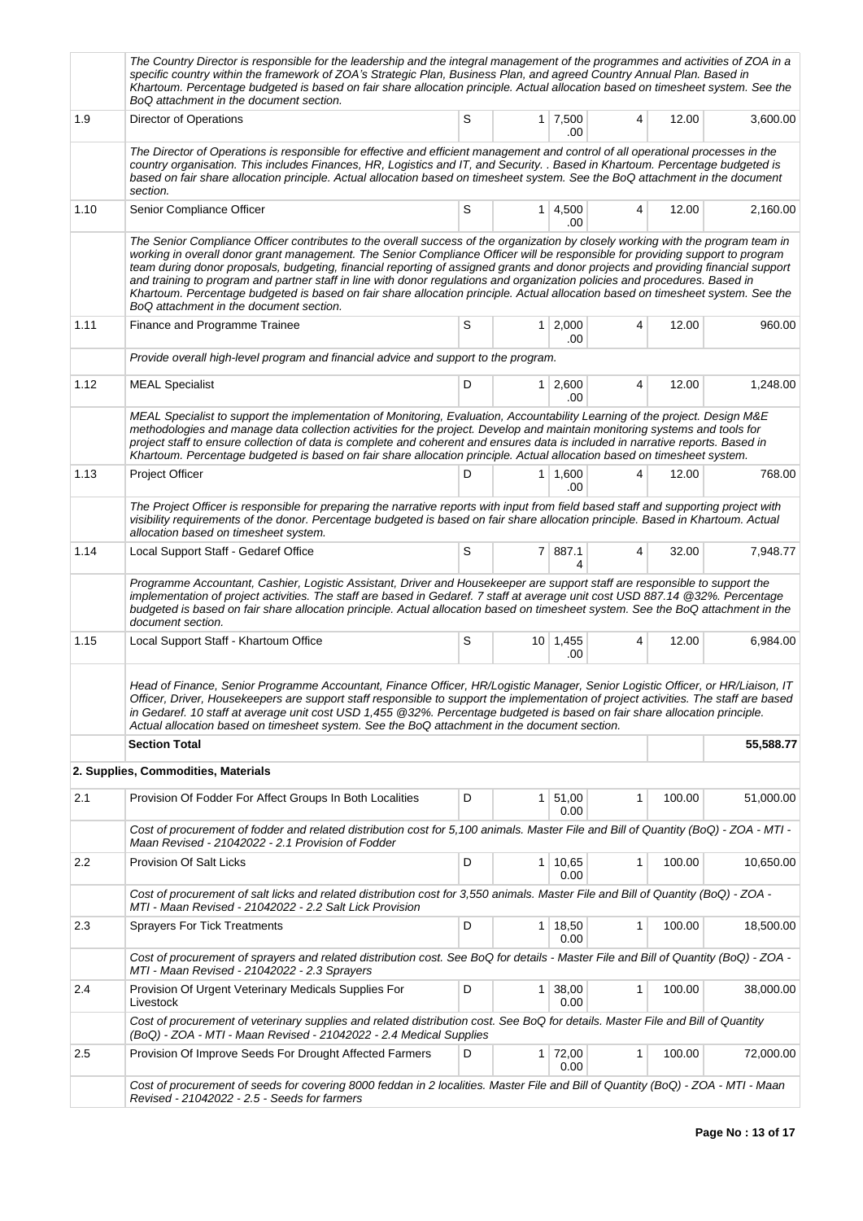| | | | | | | | |
|---|---|---|---|---|---|---|---|
| | *The Country Director is responsible for the leadership and the integral management of the programmes and activities of ZOA in a specific country within the framework of ZOA's Strategic Plan, Business Plan, and agreed Country Annual Plan. Based in Khartoum. Percentage budgeted is based on fair share allocation principle. Actual allocation based on timesheet system. See the BoQ attachment in the document section.* | | | | | | |
| 1.9 | Director of Operations | S | 1 | 7,500.00 | 4 | 12.00 | 3,600.00 |
| | *The Director of Operations is responsible for effective and efficient management and control of all operational processes in the country organisation. This includes Finances, HR, Logistics and IT, and Security. . Based in Khartoum. Percentage budgeted is based on fair share allocation principle. Actual allocation based on timesheet system. See the BoQ attachment in the document section.* | | | | | | |
| 1.10 | Senior Compliance Officer | S | 1 | 4,500.00 | 4 | 12.00 | 2,160.00 |
| | *The Senior Compliance Officer contributes to the overall success of the organization by closely working with the program team in working in overall donor grant management. The Senior Compliance Officer will be responsible for providing support to program team during donor proposals, budgeting, financial reporting of assigned grants and donor projects and providing financial support and training to program and partner staff in line with donor regulations and organization policies and procedures. Based in Khartoum. Percentage budgeted is based on fair share allocation principle. Actual allocation based on timesheet system. See the BoQ attachment in the document section.* | | | | | | |
| 1.11 | Finance and Programme Trainee | S | 1 | 2,000.00 | 4 | 12.00 | 960.00 |
| | *Provide overall high-level program and financial advice and support to the program.* | | | | | | |
| 1.12 | MEAL Specialist | D | 1 | 2,600.00 | 4 | 12.00 | 1,248.00 |
| | *MEAL Specialist to support the implementation of Monitoring, Evaluation, Accountability Learning of the project. Design M&E methodologies and manage data collection activities for the project. Develop and maintain monitoring systems and tools for project staff to ensure collection of data is complete and coherent and ensures data is included in narrative reports. Based in Khartoum. Percentage budgeted is based on fair share allocation principle. Actual allocation based on timesheet system.* | | | | | | |
| 1.13 | Project Officer | D | 1 | 1,600.00 | 4 | 12.00 | 768.00 |
| | *The Project Officer is responsible for preparing the narrative reports with input from field based staff and supporting project with visibility requirements of the donor. Percentage budgeted is based on fair share allocation principle. Based in Khartoum. Actual allocation based on timesheet system.* | | | | | | |
| 1.14 | Local Support Staff - Gedaref Office | S | 7 | 887.14 | 4 | 32.00 | 7,948.77 |
| | *Programme Accountant, Cashier, Logistic Assistant, Driver and Housekeeper are support staff are responsible to support the implementation of project activities. The staff are based in Gedaref. 7 staff at average unit cost USD 887.14 @32%. Percentage budgeted is based on fair share allocation principle. Actual allocation based on timesheet system. See the BoQ attachment in the document section.* | | | | | | |
| 1.15 | Local Support Staff - Khartoum Office | S | 10 | 1,455.00 | 4 | 12.00 | 6,984.00 |
| | *Head of Finance, Senior Programme Accountant, Finance Officer, HR/Logistic Manager, Senior Logistic Officer, or HR/Liaison, IT Officer, Driver, Housekeepers are support staff responsible to support the implementation of project activities. The staff are based in Gedaref. 10 staff at average unit cost USD 1,455 @32%. Percentage budgeted is based on fair share allocation principle. Actual allocation based on timesheet system. See the BoQ attachment in the document section.* | | | | | | |
| | **Section Total** | | | | | | **55,588.77** |
| **2. Supplies, Commodities, Materials** | | | | | | | |
| 2.1 | Provision Of Fodder For Affect Groups In Both Localities | D | 1 | 51,000.00 | 1 | 100.00 | 51,000.00 |
| | *Cost of procurement of fodder and related distribution cost for 5,100 animals. Master File and Bill of Quantity (BoQ) - ZOA - MTI - Maan Revised - 21042022 - 2.1 Provision of Fodder* | | | | | | |
| 2.2 | Provision Of Salt Licks | D | 1 | 10,650.00 | 1 | 100.00 | 10,650.00 |
| | *Cost of procurement of salt licks and related distribution cost for 3,550 animals. Master File and Bill of Quantity (BoQ) - ZOA - MTI - Maan Revised - 21042022 - 2.2 Salt Lick Provision* | | | | | | |
| 2.3 | Sprayers For Tick Treatments | D | 1 | 18,500.00 | 1 | 100.00 | 18,500.00 |
| | *Cost of procurement of sprayers and related distribution cost. See BoQ for details - Master File and Bill of Quantity (BoQ) - ZOA - MTI - Maan Revised - 21042022 - 2.3 Sprayers* | | | | | | |
| 2.4 | Provision Of Urgent Veterinary Medicals Supplies For Livestock | D | 1 | 38,000.00 | 1 | 100.00 | 38,000.00 |
| | *Cost of procurement of veterinary supplies and related distribution cost. See BoQ for details. Master File and Bill of Quantity (BoQ) - ZOA - MTI - Maan Revised - 21042022 - 2.4 Medical Supplies* | | | | | | |
| 2.5 | Provision Of Improve Seeds For Drought Affected Farmers | D | 1 | 72,000.00 | 1 | 100.00 | 72,000.00 |
| | *Cost of procurement of seeds for covering 8000 feddan in 2 localities. Master File and Bill of Quantity (BoQ) - ZOA - MTI - Maan Revised - 21042022 - 2.5 - Seeds for farmers* | | | | | | |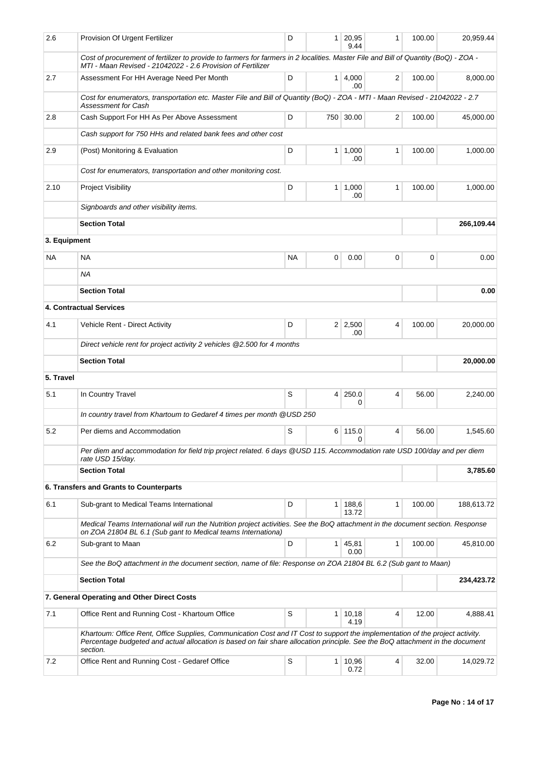| | | | | | | | |
|---|---|---|---|---|---|---|---|
| 2.6 | Provision Of Urgent Fertilizer | D | 1 | 20,959.44 | 1 | 100.00 | 20,959.44 |
| | *Cost of procurement of fertilizer to provide to farmers for farmers in 2 localities. Master File and Bill of Quantity (BoQ) - ZOA - MTI - Maan Revised - 21042022 - 2.6 Provision of Fertilizer* | | | | | | |
| 2.7 | Assessment For HH Average Need Per Month | D | 1 | 4,000.00 | 2 | 100.00 | 8,000.00 |
| | *Cost for enumerators, transportation etc. Master File and Bill of Quantity (BoQ) - ZOA - MTI - Maan Revised - 21042022 - 2.7 Assessment for Cash* | | | | | | |
| 2.8 | Cash Support For HH As Per Above Assessment | D | 750 | 30.00 | 2 | 100.00 | 45,000.00 |
| | *Cash support for 750 HHs and related bank fees and other cost* | | | | | | |
| 2.9 | (Post) Monitoring & Evaluation | D | 1 | 1,000.00 | 1 | 100.00 | 1,000.00 |
| | *Cost for enumerators, transportation and other monitoring cost.* | | | | | | |
| 2.10 | Project Visibility | D | 1 | 1,000.00 | 1 | 100.00 | 1,000.00 |
| | *Signboards and other visibility items.* | | | | | | |
| | **Section Total** | | | | | | **266,109.44** |
| **3. Equipment** | | | | | | | |
| NA | NA | NA | 0 | 0.00 | 0 | 0 | 0.00 |
| | *NA* | | | | | | |
| | **Section Total** | | | | | | **0.00** |
| | **4. Contractual Services** | | | | | | |
| 4.1 | Vehicle Rent - Direct Activity | D | 2 | 2,500.00 | 4 | 100.00 | 20,000.00 |
| | *Direct vehicle rent for project activity 2 vehicles @2.500 for 4 months* | | | | | | |
| | **Section Total** | | | | | | **20,000.00** |
| **5. Travel** | | | | | | | |
| 5.1 | In Country Travel | S | 4 | 250.00 | 4 | 56.00 | 2,240.00 |
| | *In country travel from Khartoum to Gedaref 4 times per month @USD 250* | | | | | | |
| 5.2 | Per diems and Accommodation | S | 6 | 115.00 | 4 | 56.00 | 1,545.60 |
| | *Per diem and accommodation for field trip project related. 6 days @USD 115. Accommodation rate USD 100/day and per diem rate USD 15/day.* | | | | | | |
| | **Section Total** | | | | | | **3,785.60** |
| | **6. Transfers and Grants to Counterparts** | | | | | | |
| 6.1 | Sub-grant to Medical Teams International | D | 1 | 188,613.72 | 1 | 100.00 | 188,613.72 |
| | *Medical Teams International will run the Nutrition project activities. See the BoQ attachment in the document section. Response on ZOA 21804 BL 6.1 (Sub gant to Medical teams Internationa)* | | | | | | |
| 6.2 | Sub-grant to Maan | D | 1 | 45,810.00 | 1 | 100.00 | 45,810.00 |
| | *See the BoQ attachment in the document section, name of file: Response on ZOA 21804 BL 6.2 (Sub gant to Maan)* | | | | | | |
| | **Section Total** | | | | | | **234,423.72** |
| | **7. General Operating and Other Direct Costs** | | | | | | |
| 7.1 | Office Rent and Running Cost - Khartoum Office | S | 1 | 10,184.19 | 4 | 12.00 | 4,888.41 |
| | *Khartoum: Office Rent, Office Supplies, Communication Cost and IT Cost to support the implementation of the project activity. Percentage budgeted and actual allocation is based on fair share allocation principle. See the BoQ attachment in the document section.* | | | | | | |
| 7.2 | Office Rent and Running Cost - Gedaref Office | S | 1 | 10,960.72 | 4 | 32.00 | 14,029.72 |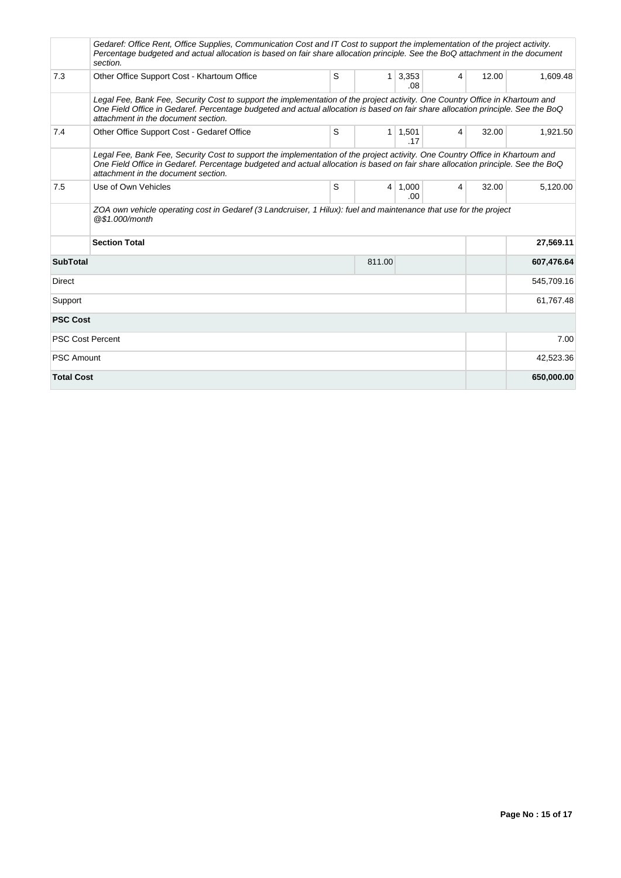| | | | | | | | |
|---|---|---|---|---|---|---|---|
| | *Gedaref: Office Rent, Office Supplies, Communication Cost and IT Cost to support the implementation of the project activity. Percentage budgeted and actual allocation is based on fair share allocation principle. See the BoQ attachment in the document section.* | | | | | | |
| 7.3 | Other Office Support Cost - Khartoum Office | S | 1 | 3,353.08 | 4 | 12.00 | 1,609.48 |
| | *Legal Fee, Bank Fee, Security Cost to support the implementation of the project activity. One Country Office in Khartoum and One Field Office in Gedaref. Percentage budgeted and actual allocation is based on fair share allocation principle. See the BoQ attachment in the document section.* | | | | | | |
| 7.4 | Other Office Support Cost - Gedaref Office | S | 1 | 1,501.17 | 4 | 32.00 | 1,921.50 |
| | *Legal Fee, Bank Fee, Security Cost to support the implementation of the project activity. One Country Office in Khartoum and One Field Office in Gedaref. Percentage budgeted and actual allocation is based on fair share allocation principle. See the BoQ attachment in the document section.* | | | | | | |
| 7.5 | Use of Own Vehicles | S | 4 | 1,000.00 | 4 | 32.00 | 5,120.00 |
| | *ZOA own vehicle operating cost in Gedaref (3 Landcruiser, 1 Hilux): fuel and maintenance that use for the project @$1.000/month* | | | | | | |
| | **Section Total** | | | | | | **27,569.11** |
| **SubTotal** | | | 811.00 | | | | **607,476.64** |
| Direct | | | | | | | 545,709.16 |
| Support | | | | | | | 61,767.48 |
| **PSC Cost** | | | | | | | |
| PSC Cost Percent | | | | | | | 7.00 |
| PSC Amount | | | | | | | 42,523.36 |
| **Total Cost** | | | | | | | **650,000.00** |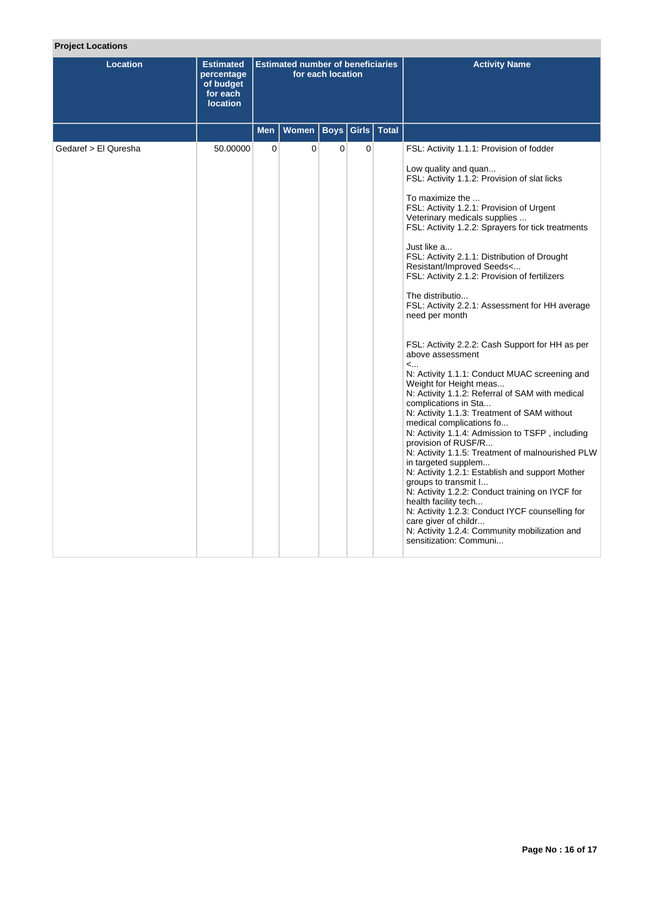**Project Locations**

| Location | Estimated percentage of budget for each location | Estimated number of beneficiaries for each location | | | | | Activity Name |
|---|---|---|---|---|---|---|---|
| | | Men | Women | Boys | Girls | Total | |
| Gedaref > El Quresha | 50.00000 | 0 | 0 | 0 | 0 | | FSL: Activity 1.1.1: Provision of fodder<br><br>Low quality and quan...<br>FSL: Activity 1.1.2: Provision of slat licks<br><br>To maximize the ...<br>FSL: Activity 1.2.1: Provision of Urgent Veterinary medicals supplies ...<br>FSL: Activity 1.2.2: Sprayers for tick treatments<br><br>Just like a...<br>FSL: Activity 2.1.1: Distribution of Drought Resistant/Improved Seeds<...<br>FSL: Activity 2.1.2: Provision of fertilizers<br><br>The distributio...<br>FSL: Activity 2.2.1: Assessment for HH average need per month<br><br><br>FSL: Activity 2.2.2: Cash Support for HH as per above assessment<br><...<br>N: Activity 1.1.1: Conduct MUAC screening and Weight for Height meas...<br>N: Activity 1.1.2: Referral of SAM with medical complications in Sta...<br>N: Activity 1.1.3: Treatment of SAM without medical complications fo...<br>N: Activity 1.1.4: Admission to TSFP , including provision of RUSF/R...<br>N: Activity 1.1.5: Treatment of malnourished PLW in targeted supplem...<br>N: Activity 1.2.1: Establish and support Mother groups to transmit I...<br>N: Activity 1.2.2: Conduct training on IYCF for health facility tech...<br>N: Activity 1.2.3: Conduct IYCF counselling for care giver of childr...<br>N: Activity 1.2.4: Community mobilization and sensitization: Communi... |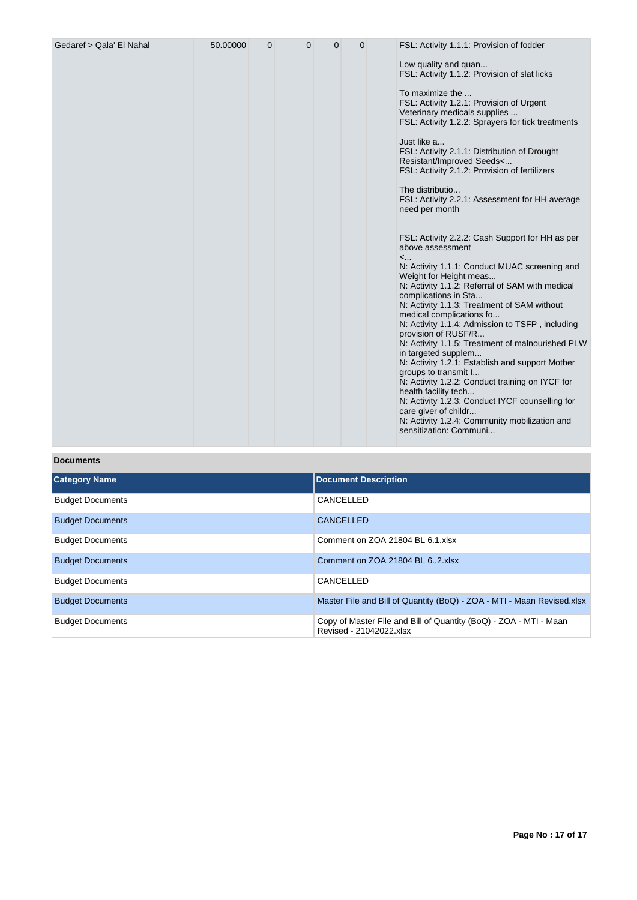| | | | | | | | |
|---|---|---|---|---|---|---|---|
| Gedaref > Qala' El Nahal | 50.00000 | 0 | 0 | 0 | 0 | | FSL: Activity 1.1.1: Provision of fodder<br><br>Low quality and quan...<br>FSL: Activity 1.1.2: Provision of slat licks<br><br>To maximize the ...<br>FSL: Activity 1.2.1: Provision of Urgent Veterinary medicals supplies ...<br>FSL: Activity 1.2.2: Sprayers for tick treatments<br><br>Just like a...<br>FSL: Activity 2.1.1: Distribution of Drought Resistant/Improved Seeds<...<br>FSL: Activity 2.1.2: Provision of fertilizers<br><br>The distributio...<br>FSL: Activity 2.2.1: Assessment for HH average need per month<br><br><br>FSL: Activity 2.2.2: Cash Support for HH as per above assessment<br><...<br>N: Activity 1.1.1: Conduct MUAC screening and Weight for Height meas...<br>N: Activity 1.1.2: Referral of SAM with medical complications in Sta...<br>N: Activity 1.1.3: Treatment of SAM without medical complications fo...<br>N: Activity 1.1.4: Admission to TSFP , including provision of RUSF/R...<br>N: Activity 1.1.5: Treatment of malnourished PLW in targeted supplem...<br>N: Activity 1.2.1: Establish and support Mother groups to transmit I...<br>N: Activity 1.2.2: Conduct training on IYCF for health facility tech...<br>N: Activity 1.2.3: Conduct IYCF counselling for care giver of childr...<br>N: Activity 1.2.4: Community mobilization and sensitization: Communi... |

**Documents**

| Category Name | Document Description |
|---|---|
| Budget Documents | CANCELLED |
| Budget Documents | CANCELLED |
| Budget Documents | Comment on ZOA 21804 BL 6.1.xlsx |
| Budget Documents | Comment on ZOA 21804 BL 6..2.xlsx |
| Budget Documents | CANCELLED |
| Budget Documents | Master File and Bill of Quantity (BoQ) - ZOA - MTI - Maan Revised.xlsx |
| Budget Documents | Copy of Master File and Bill of Quantity (BoQ) - ZOA - MTI - Maan Revised - 21042022.xlsx |